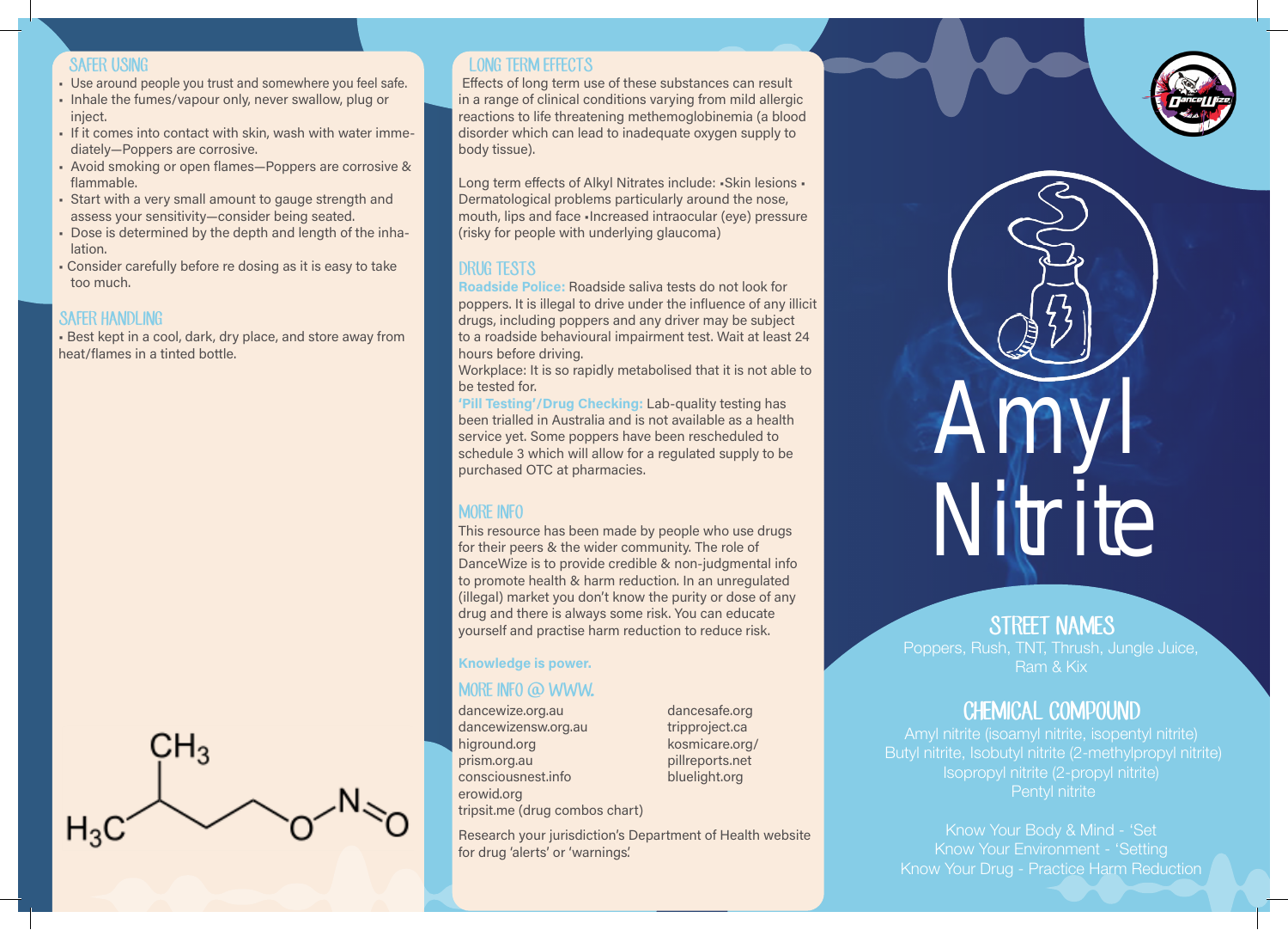## SAFER USING

- Use around people you trust and somewhere you feel safe.
- Inhale the fumes/vapour only, never swallow, plug or inject.
- If it comes into contact with skin, wash with water immediately—Poppers are corrosive.
- Avoid smoking or open flames—Poppers are corrosive & flammable.
- Start with a very small amount to gauge strength and assess your sensitivity—consider being seated.
- Dose is determined by the depth and length of the inhalation.
- Consider carefully before re dosing as it is easy to take too much.

## SAFER HANDLING

- Best kept in a cool, dark, dry place, and store away from heat/flames in a tinted bottle.

## LONG TERM EFFECTS

Effects of long term use of these substances can result in a range of clinical conditions varying from mild allergic reactions to life threatening methemoglobinemia (a blood disorder which can lead to inadequate oxygen supply to body tissue).

Long term effects of Alkyl Nitrates include: •Skin lesions • Dermatological problems particularly around the nose, mouth, lips and face •Increased intraocular (eye) pressure (risky for people with underlying glaucoma)

## DRUG TESTS

**Roadside Police:** Roadside saliva tests do not look for poppers. It is illegal to drive under the influence of any illicit drugs, including poppers and any driver may be subject to a roadside behavioural impairment test. Wait at least 24 hours before driving.

Workplace: It is so rapidly metabolised that it is not able to be tested for.

**'Pill Testing'/Drug Checking:** Lab-quality testing has been trialled in Australia and is not available as a health service yet. Some poppers have been rescheduled to schedule 3 which will allow for a regulated supply to be purchased OTC at pharmacies.

## MORE INFO

This resource has been made by people who use drugs for their peers & the wider community. The role of DanceWize is to provide credible & non-judgmental info to promote health & harm reduction. In an unregulated (illegal) market you don't know the purity or dose of any drug and there is always some risk. You can educate yourself and practise harm reduction to reduce risk.

**Knowledge is power.**

## MORE INFO @ WWW.

dancewize.org.au
dancewizensw.org.au
higround.org
prism.org.au
consciousnest.info
erowid.org
tripsit.me (drug combos chart)
dancesafe.org
tripproject.ca
kosmicare.org/
pillreports.net
bluelight.org

Research your jurisdiction's Department of Health website for drug 'alerts' or 'warnings'.

# Amyl Nitrite

## STREET NAMES

Poppers, Rush, TNT, Thrush, Jungle Juice, Ram & Kix

## CHEMICAL COMPOUND

Amyl nitrite (isoamyl nitrite, isopentyl nitrite)
Butyl nitrite, Isobutyl nitrite (2-methylpropyl nitrite)
Isopropyl nitrite (2-propyl nitrite)
Pentyl nitrite

Know Your Body & Mind - 'Set
Know Your Environment - 'Setting
Know Your Drug - Practice Harm Reduction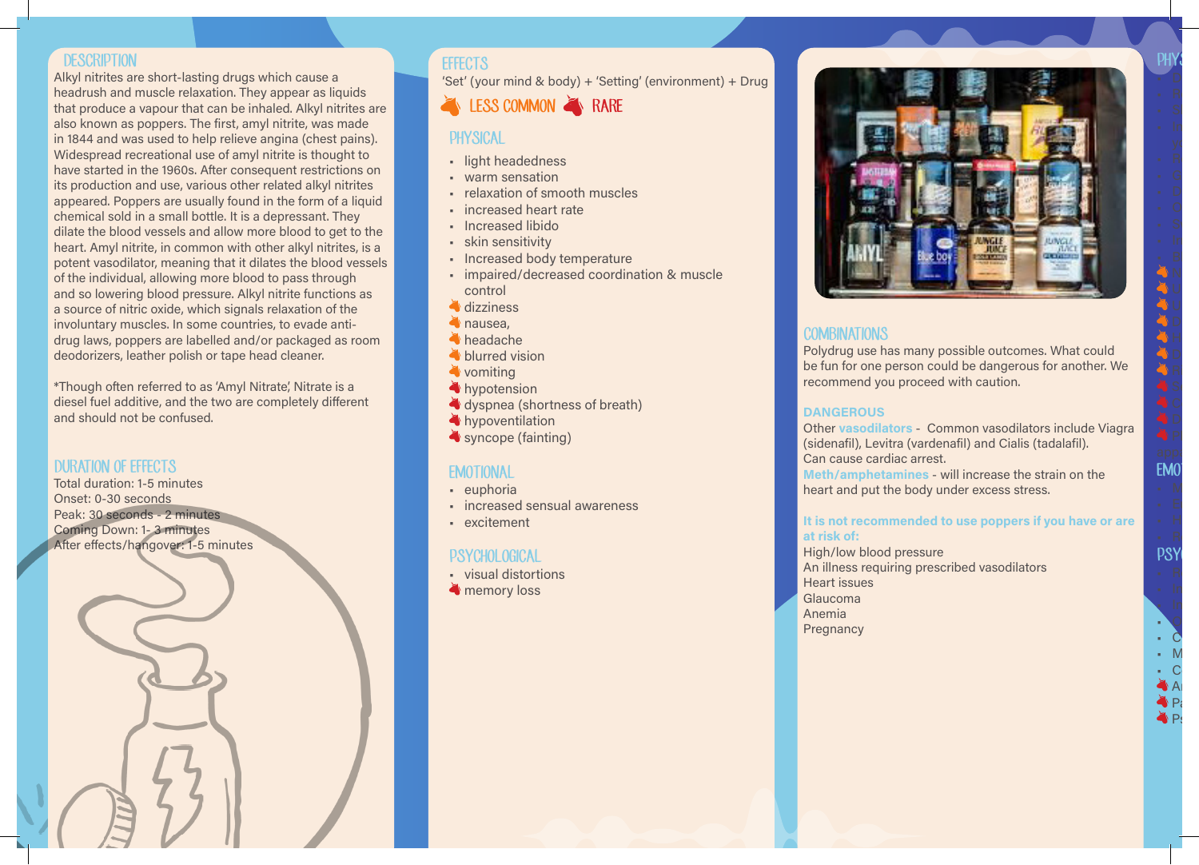## DESCRIPTION

Alkyl nitrites are short-lasting drugs which cause a headrush and muscle relaxation. They appear as liquids that produce a vapour that can be inhaled. Alkyl nitrites are also known as poppers. The first, amyl nitrite, was made in 1844 and was used to help relieve angina (chest pains). Widespread recreational use of amyl nitrite is thought to have started in the 1960s. After consequent restrictions on its production and use, various other related alkyl nitrites appeared. Poppers are usually found in the form of a liquid chemical sold in a small bottle. It is a depressant. They dilate the blood vessels and allow more blood to get to the heart. Amyl nitrite, in common with other alkyl nitrites, is a potent vasodilator, meaning that it dilates the blood vessels of the individual, allowing more blood to pass through and so lowering blood pressure. Alkyl nitrite functions as a source of nitric oxide, which signals relaxation of the involuntary muscles. In some countries, to evade anti-drug laws, poppers are labelled and/or packaged as room deodorizers, leather polish or tape head cleaner.

*Though often referred to as 'Amyl Nitrate', Nitrate is a diesel fuel additive, and the two are completely different and should not be confused.

## DURATION OF EFFECTS

Total duration: 1-5 minutes
Onset: 0-30 seconds
Peak: 30 seconds - 2 minutes
Coming Down: 1- 3 minutes
After effects/hangover: 1-5 minutes

## EFFECTS

'Set' (your mind & body) + 'Setting' (environment) + Drug

LESS COMMON RARE

### PHYSICAL

- light headedness
- warm sensation
- relaxation of smooth muscles
- increased heart rate
- Increased libido
- skin sensitivity
- Increased body temperature
- impaired/decreased coordination & muscle control
- dizziness (less common)
- nausea, (less common)
- headache (less common)
- blurred vision (less common)
- vomiting (less common)
- hypotension (rare)
- dyspnea (shortness of breath) (rare)
- hypoventilation (rare)
- syncope (fainting) (rare)

### EMOTIONAL

- euphoria
- increased sensual awareness
- excitement

### PSYCHOLOGICAL

- visual distortions
- memory loss (rare)

## COMBINATIONS

Polydrug use has many possible outcomes. What could be fun for one person could be dangerous for another. We recommend you proceed with caution.

**DANGEROUS**

**Other vasodilators** - Common vasodilators include Viagra (sidenafil), Levitra (vardenafil) and Cialis (tadalafil). Can cause cardiac arrest.

**Meth/amphetamines** - will increase the strain on the heart and put the body under excess stress.

**It is not recommended to use poppers if you have or are at risk of:**

High/low blood pressure
An illness requiring prescribed vasodilators
Heart issues
Glaucoma
Anemia
Pregnancy